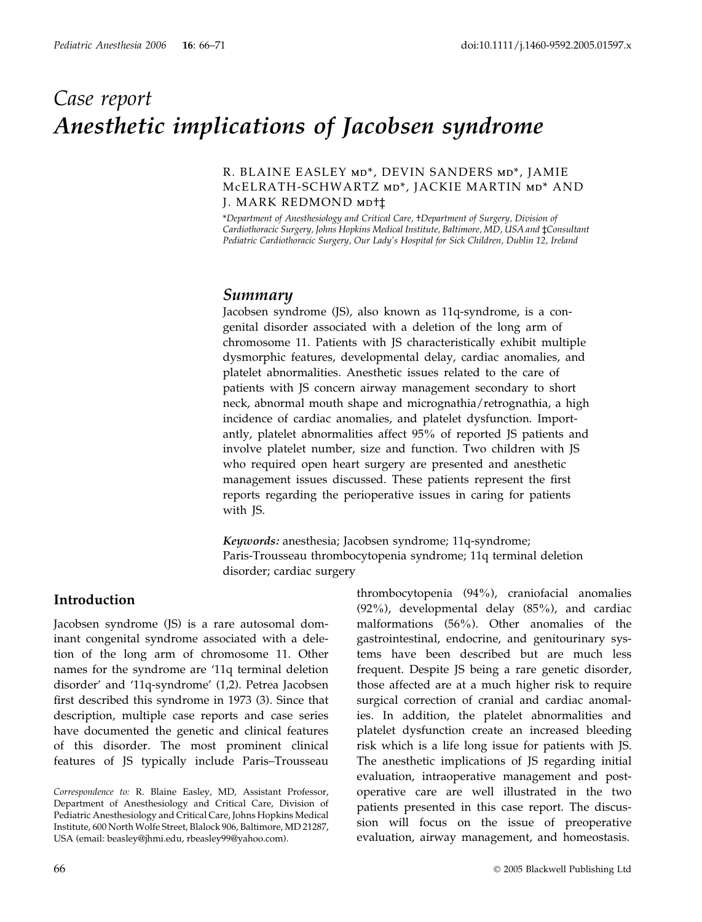# Case report

# Anesthetic implications of Jacobsen syndrome

R. BLAINE EASLEY MD*, DEVIN SANDERS MD*, JAMIE McELRATH-SCHWARTZ MD*, JACKIE MARTIN MD* AND J. MARK REDMOND MD†‡

*Department of Anesthesiology and Critical Care, †Department of Surgery, Division of Cardiothoracic Surgery, Johns Hopkins Medical Institute, Baltimore, MD, USA and ‡Consultant Pediatric Cardiothoracic Surgery, Our Lady's Hospital for Sick Children, Dublin 12, Ireland

## Summary

Jacobsen syndrome (JS), also known as 11q-syndrome, is a congenital disorder associated with a deletion of the long arm of chromosome 11. Patients with JS characteristically exhibit multiple dysmorphic features, developmental delay, cardiac anomalies, and platelet abnormalities. Anesthetic issues related to the care of patients with JS concern airway management secondary to short neck, abnormal mouth shape and micrognathia/retrognathia, a high incidence of cardiac anomalies, and platelet dysfunction. Importantly, platelet abnormalities affect 95% of reported JS patients and involve platelet number, size and function. Two children with JS who required open heart surgery are presented and anesthetic management issues discussed. These patients represent the first reports regarding the perioperative issues in caring for patients with JS.

***Keywords:*** anesthesia; Jacobsen syndrome; 11q-syndrome; Paris-Trousseau thrombocytopenia syndrome; 11q terminal deletion disorder; cardiac surgery

## Introduction

Jacobsen syndrome (JS) is a rare autosomal dominant congenital syndrome associated with a deletion of the long arm of chromosome 11. Other names for the syndrome are '11q terminal deletion disorder' and '11q-syndrome' (1,2). Petrea Jacobsen first described this syndrome in 1973 (3). Since that description, multiple case reports and case series have documented the genetic and clinical features of this disorder. The most prominent clinical features of JS typically include Paris–Trousseau thrombocytopenia (94%), craniofacial anomalies (92%), developmental delay (85%), and cardiac malformations (56%). Other anomalies of the gastrointestinal, endocrine, and genitourinary systems have been described but are much less frequent. Despite JS being a rare genetic disorder, those affected are at a much higher risk to require surgical correction of cranial and cardiac anomalies. In addition, the platelet abnormalities and platelet dysfunction create an increased bleeding risk which is a life long issue for patients with JS. The anesthetic implications of JS regarding initial evaluation, intraoperative management and postoperative care are well illustrated in the two patients presented in this case report. The discussion will focus on the issue of preoperative evaluation, airway management, and homeostasis.

*Correspondence to:* R. Blaine Easley, MD, Assistant Professor, Department of Anesthesiology and Critical Care, Division of Pediatric Anesthesiology and Critical Care, Johns Hopkins Medical Institute, 600 North Wolfe Street, Blalock 906, Baltimore, MD 21287, USA (email: beasley@jhmi.edu, rbeasley99@yahoo.com).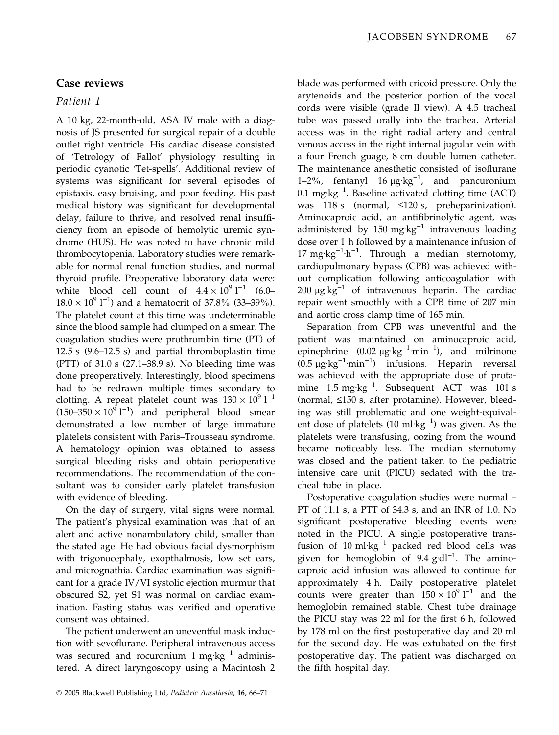## Case reviews

### Patient 1

A 10 kg, 22-month-old, ASA IV male with a diagnosis of JS presented for surgical repair of a double outlet right ventricle. His cardiac disease consisted of 'Tetrology of Fallot' physiology resulting in periodic cyanotic 'Tet-spells'. Additional review of systems was significant for several episodes of epistaxis, easy bruising, and poor feeding. His past medical history was significant for developmental delay, failure to thrive, and resolved renal insufficiency from an episode of hemolytic uremic syndrome (HUS). He was noted to have chronic mild thrombocytopenia. Laboratory studies were remarkable for normal renal function studies, and normal thyroid profile. Preoperative laboratory data were: white blood cell count of $4.4 \times 10^9\ l^{-1}$ (6.0–$18.0 \times 10^9\ l^{-1}$) and a hematocrit of 37.8% (33–39%). The platelet count at this time was undeterminable since the blood sample had clumped on a smear. The coagulation studies were prothrombin time (PT) of 12.5 s (9.6–12.5 s) and partial thromboplastin time (PTT) of 31.0 s (27.1–38.9 s). No bleeding time was done preoperatively. Interestingly, blood specimens had to be redrawn multiple times secondary to clotting. A repeat platelet count was $130 \times 10^9\ l^{-1}$ (150–$350 \times 10^9\ l^{-1}$) and peripheral blood smear demonstrated a low number of large immature platelets consistent with Paris–Trousseau syndrome. A hematology opinion was obtained to assess surgical bleeding risks and obtain perioperative recommendations. The recommendation of the consultant was to consider early platelet transfusion with evidence of bleeding.

On the day of surgery, vital signs were normal. The patient's physical examination was that of an alert and active nonambulatory child, smaller than the stated age. He had obvious facial dysmorphism with trigonocephaly, exopthalmosis, low set ears, and micrognathia. Cardiac examination was significant for a grade IV/VI systolic ejection murmur that obscured S2, yet S1 was normal on cardiac examination. Fasting status was verified and operative consent was obtained.

The patient underwent an uneventful mask induction with sevoflurane. Peripheral intravenous access was secured and rocuronium 1 $mg \cdot kg^{-1}$ administered. A direct laryngoscopy using a Macintosh 2 blade was performed with cricoid pressure. Only the arytenoids and the posterior portion of the vocal cords were visible (grade II view). A 4.5 tracheal tube was passed orally into the trachea. Arterial access was in the right radial artery and central venous access in the right internal jugular vein with a four French guage, 8 cm double lumen catheter. The maintenance anesthetic consisted of isoflurane 1–2%, fentanyl 16 $\mu g \cdot kg^{-1}$, and pancuronium 0.1 $mg \cdot kg^{-1}$. Baseline activated clotting time (ACT) was 118 s (normal, ≤120 s, preheparinization). Aminocaproic acid, an antifibrinolytic agent, was administered by 150 $mg \cdot kg^{-1}$ intravenous loading dose over 1 h followed by a maintenance infusion of 17 $mg \cdot kg^{-1} \cdot h^{-1}$. Through a median sternotomy, cardiopulmonary bypass (CPB) was achieved without complication following anticoagulation with 200 $\mu g \cdot kg^{-1}$ of intravenous heparin. The cardiac repair went smoothly with a CPB time of 207 min and aortic cross clamp time of 165 min.

Separation from CPB was uneventful and the patient was maintained on aminocaproic acid, epinephrine (0.02 $\mu g \cdot kg^{-1} \cdot min^{-1}$), and milrinone (0.5 $\mu g \cdot kg^{-1} \cdot min^{-1}$) infusions. Heparin reversal was achieved with the appropriate dose of protamine 1.5 $mg \cdot kg^{-1}$. Subsequent ACT was 101 s (normal, ≤150 s, after protamine). However, bleeding was still problematic and one weight-equivalent dose of platelets (10 $ml \cdot kg^{-1}$) was given. As the platelets were transfusing, oozing from the wound became noticeably less. The median sternotomy was closed and the patient taken to the pediatric intensive care unit (PICU) sedated with the tracheal tube in place.

Postoperative coagulation studies were normal – PT of 11.1 s, a PTT of 34.3 s, and an INR of 1.0. No significant postoperative bleeding events were noted in the PICU. A single postoperative transfusion of 10 $ml \cdot kg^{-1}$ packed red blood cells was given for hemoglobin of 9.4 $g \cdot dl^{-1}$. The aminocaproic acid infusion was allowed to continue for approximately 4 h. Daily postoperative platelet counts were greater than $150 \times 10^9\ l^{-1}$ and the hemoglobin remained stable. Chest tube drainage the PICU stay was 22 ml for the first 6 h, followed by 178 ml on the first postoperative day and 20 ml for the second day. He was extubated on the first postoperative day. The patient was discharged on the fifth hospital day.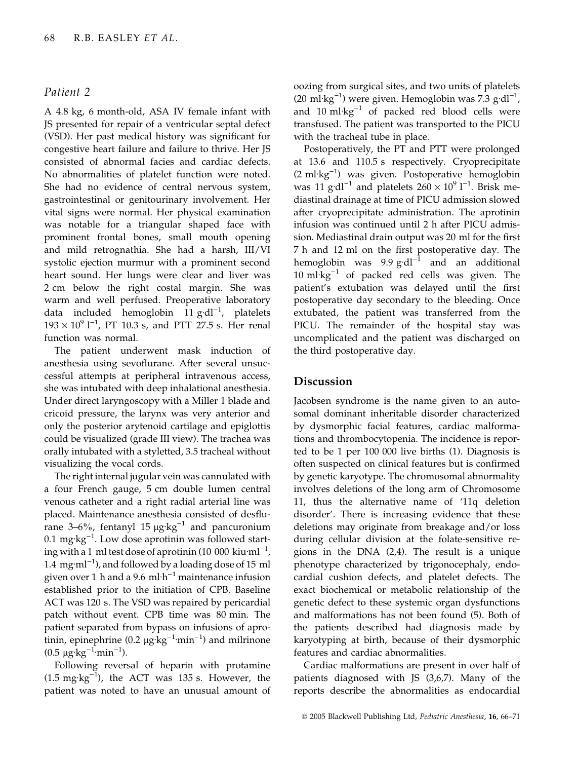### Patient 2

A 4.8 kg, 6 month-old, ASA IV female infant with JS presented for repair of a ventricular septal defect (VSD). Her past medical history was significant for congestive heart failure and failure to thrive. Her JS consisted of abnormal facies and cardiac defects. No abnormalities of platelet function were noted. She had no evidence of central nervous system, gastrointestinal or genitourinary involvement. Her vital signs were normal. Her physical examination was notable for a triangular shaped face with prominent frontal bones, small mouth opening and mild retrognathia. She had a harsh, III/VI systolic ejection murmur with a prominent second heart sound. Her lungs were clear and liver was 2 cm below the right costal margin. She was warm and well perfused. Preoperative laboratory data included hemoglobin 11 $g{\cdot}dl^{-1}$, platelets $193 \times 10^9\ l^{-1}$, PT 10.3 s, and PTT 27.5 s. Her renal function was normal.

The patient underwent mask induction of anesthesia using sevoflurane. After several unsuccessful attempts at peripheral intravenous access, she was intubated with deep inhalational anesthesia. Under direct laryngoscopy with a Miller 1 blade and cricoid pressure, the larynx was very anterior and only the posterior arytenoid cartilage and epiglottis could be visualized (grade III view). The trachea was orally intubated with a styletted, 3.5 tracheal without visualizing the vocal cords.

The right internal jugular vein was cannulated with a four French gauge, 5 cm double lumen central venous catheter and a right radial arterial line was placed. Maintenance anesthesia consisted of desflurane 3–6%, fentanyl 15 $\mu g{\cdot}kg^{-1}$ and pancuronium 0.1 $mg{\cdot}kg^{-1}$. Low dose aprotinin was followed starting with a 1 ml test dose of aprotinin (10 000 $kiu{\cdot}ml^{-1}$, 1.4 $mg{\cdot}ml^{-1}$), and followed by a loading dose of 15 ml given over 1 h and a 9.6 $ml{\cdot}h^{-1}$ maintenance infusion established prior to the initiation of CPB. Baseline ACT was 120 s. The VSD was repaired by pericardial patch without event. CPB time was 80 min. The patient separated from bypass on infusions of aprotinin, epinephrine (0.2 $\mu g{\cdot}kg^{-1}{\cdot}min^{-1}$) and milrinone (0.5 $\mu g{\cdot}kg^{-1}{\cdot}min^{-1}$).

Following reversal of heparin with protamine (1.5 $mg{\cdot}kg^{-1}$), the ACT was 135 s. However, the patient was noted to have an unusual amount of oozing from surgical sites, and two units of platelets (20 $ml{\cdot}kg^{-1}$) were given. Hemoglobin was 7.3 $g{\cdot}dl^{-1}$, and 10 $ml{\cdot}kg^{-1}$ of packed red blood cells were transfused. The patient was transported to the PICU with the tracheal tube in place.

Postoperatively, the PT and PTT were prolonged at 13.6 and 110.5 s respectively. Cryoprecipitate (2 $ml{\cdot}kg^{-1}$) was given. Postoperative hemoglobin was 11 $g{\cdot}dl^{-1}$ and platelets $260 \times 10^9\ l^{-1}$. Brisk mediastinal drainage at time of PICU admission slowed after cryoprecipitate administration. The aprotinin infusion was continued until 2 h after PICU admission. Mediastinal drain output was 20 ml for the first 7 h and 12 ml on the first postoperative day. The hemoglobin was 9.9 $g{\cdot}dl^{-1}$ and an additional 10 $ml{\cdot}kg^{-1}$ of packed red cells was given. The patient's extubation was delayed until the first postoperative day secondary to the bleeding. Once extubated, the patient was transferred from the PICU. The remainder of the hospital stay was uncomplicated and the patient was discharged on the third postoperative day.

## Discussion

Jacobsen syndrome is the name given to an autosomal dominant inheritable disorder characterized by dysmorphic facial features, cardiac malformations and thrombocytopenia. The incidence is reported to be 1 per 100 000 live births (1). Diagnosis is often suspected on clinical features but is confirmed by genetic karyotype. The chromosomal abnormality involves deletions of the long arm of Chromosome 11, thus the alternative name of '11q deletion disorder'. There is increasing evidence that these deletions may originate from breakage and/or loss during cellular division at the folate-sensitive regions in the DNA (2,4). The result is a unique phenotype characterized by trigonocephaly, endocardial cushion defects, and platelet defects. The exact biochemical or metabolic relationship of the genetic defect to these systemic organ dysfunctions and malformations has not been found (5). Both of the patients described had diagnosis made by karyotyping at birth, because of their dysmorphic features and cardiac abnormalities.

Cardiac malformations are present in over half of patients diagnosed with JS (3,6,7). Many of the reports describe the abnormalities as endocardial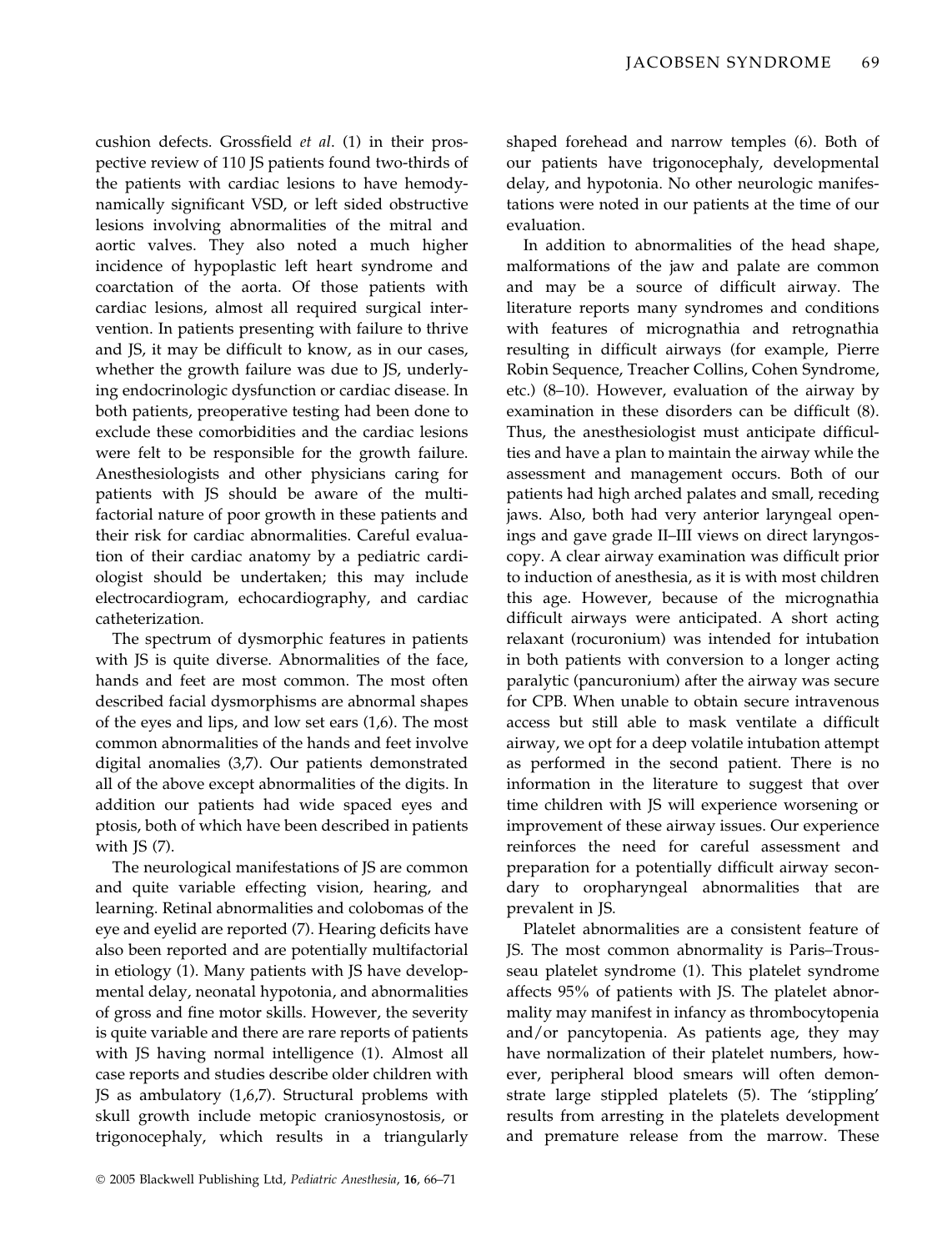cushion defects. Grossfield *et al*. (1) in their prospective review of 110 JS patients found two-thirds of the patients with cardiac lesions to have hemodynamically significant VSD, or left sided obstructive lesions involving abnormalities of the mitral and aortic valves. They also noted a much higher incidence of hypoplastic left heart syndrome and coarctation of the aorta. Of those patients with cardiac lesions, almost all required surgical intervention. In patients presenting with failure to thrive and JS, it may be difficult to know, as in our cases, whether the growth failure was due to JS, underlying endocrinologic dysfunction or cardiac disease. In both patients, preoperative testing had been done to exclude these comorbidities and the cardiac lesions were felt to be responsible for the growth failure. Anesthesiologists and other physicians caring for patients with JS should be aware of the multifactorial nature of poor growth in these patients and their risk for cardiac abnormalities. Careful evaluation of their cardiac anatomy by a pediatric cardiologist should be undertaken; this may include electrocardiogram, echocardiography, and cardiac catheterization.

The spectrum of dysmorphic features in patients with JS is quite diverse. Abnormalities of the face, hands and feet are most common. The most often described facial dysmorphisms are abnormal shapes of the eyes and lips, and low set ears (1,6). The most common abnormalities of the hands and feet involve digital anomalies (3,7). Our patients demonstrated all of the above except abnormalities of the digits. In addition our patients had wide spaced eyes and ptosis, both of which have been described in patients with JS (7).

The neurological manifestations of JS are common and quite variable effecting vision, hearing, and learning. Retinal abnormalities and colobomas of the eye and eyelid are reported (7). Hearing deficits have also been reported and are potentially multifactorial in etiology (1). Many patients with JS have developmental delay, neonatal hypotonia, and abnormalities of gross and fine motor skills. However, the severity is quite variable and there are rare reports of patients with JS having normal intelligence (1). Almost all case reports and studies describe older children with JS as ambulatory (1,6,7). Structural problems with skull growth include metopic craniosynostosis, or trigonocephaly, which results in a triangularly shaped forehead and narrow temples (6). Both of our patients have trigonocephaly, developmental delay, and hypotonia. No other neurologic manifestations were noted in our patients at the time of our evaluation.

In addition to abnormalities of the head shape, malformations of the jaw and palate are common and may be a source of difficult airway. The literature reports many syndromes and conditions with features of micrognathia and retrognathia resulting in difficult airways (for example, Pierre Robin Sequence, Treacher Collins, Cohen Syndrome, etc.) (8–10). However, evaluation of the airway by examination in these disorders can be difficult (8). Thus, the anesthesiologist must anticipate difficulties and have a plan to maintain the airway while the assessment and management occurs. Both of our patients had high arched palates and small, receding jaws. Also, both had very anterior laryngeal openings and gave grade II–III views on direct laryngoscopy. A clear airway examination was difficult prior to induction of anesthesia, as it is with most children this age. However, because of the micrognathia difficult airways were anticipated. A short acting relaxant (rocuronium) was intended for intubation in both patients with conversion to a longer acting paralytic (pancuronium) after the airway was secure for CPB. When unable to obtain secure intravenous access but still able to mask ventilate a difficult airway, we opt for a deep volatile intubation attempt as performed in the second patient. There is no information in the literature to suggest that over time children with JS will experience worsening or improvement of these airway issues. Our experience reinforces the need for careful assessment and preparation for a potentially difficult airway secondary to oropharyngeal abnormalities that are prevalent in JS.

Platelet abnormalities are a consistent feature of JS. The most common abnormality is Paris–Trousseau platelet syndrome (1). This platelet syndrome affects 95% of patients with JS. The platelet abnormality may manifest in infancy as thrombocytopenia and/or pancytopenia. As patients age, they may have normalization of their platelet numbers, however, peripheral blood smears will often demonstrate large stippled platelets (5). The 'stippling' results from arresting in the platelets development and premature release from the marrow. These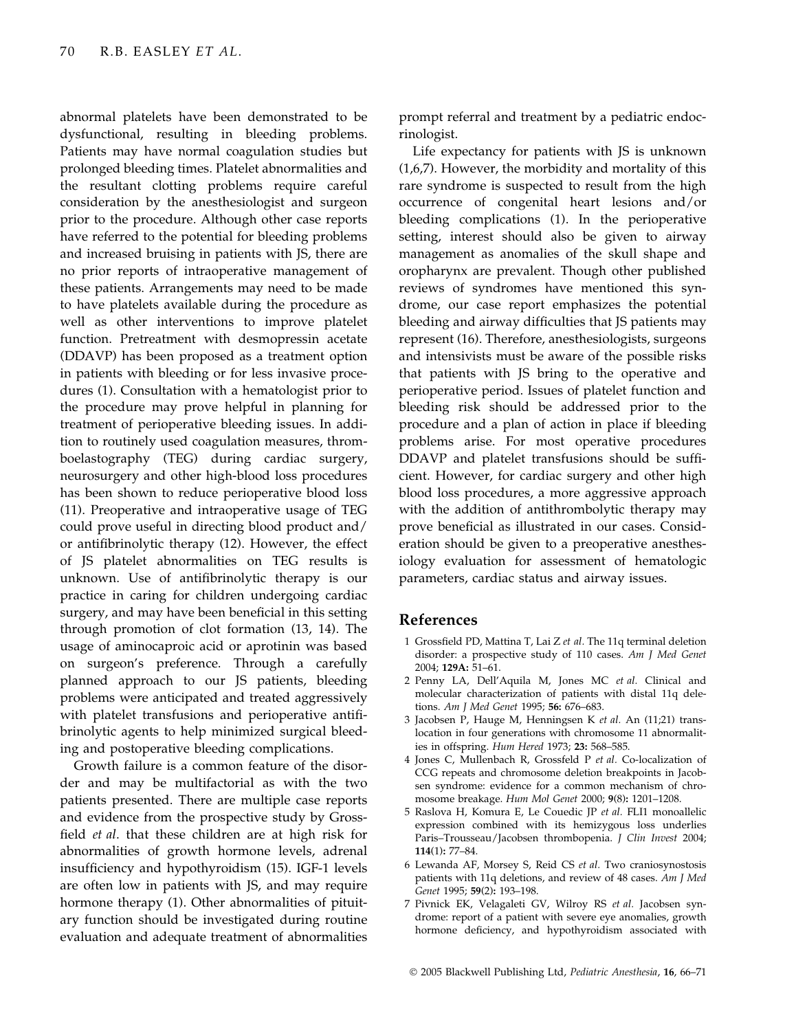abnormal platelets have been demonstrated to be dysfunctional, resulting in bleeding problems. Patients may have normal coagulation studies but prolonged bleeding times. Platelet abnormalities and the resultant clotting problems require careful consideration by the anesthesiologist and surgeon prior to the procedure. Although other case reports have referred to the potential for bleeding problems and increased bruising in patients with JS, there are no prior reports of intraoperative management of these patients. Arrangements may need to be made to have platelets available during the procedure as well as other interventions to improve platelet function. Pretreatment with desmopressin acetate (DDAVP) has been proposed as a treatment option in patients with bleeding or for less invasive procedures (1). Consultation with a hematologist prior to the procedure may prove helpful in planning for treatment of perioperative bleeding issues. In addition to routinely used coagulation measures, thromboelastography (TEG) during cardiac surgery, neurosurgery and other high-blood loss procedures has been shown to reduce perioperative blood loss (11). Preoperative and intraoperative usage of TEG could prove useful in directing blood product and/or antifibrinolytic therapy (12). However, the effect of JS platelet abnormalities on TEG results is unknown. Use of antifibrinolytic therapy is our practice in caring for children undergoing cardiac surgery, and may have been beneficial in this setting through promotion of clot formation (13, 14). The usage of aminocaproic acid or aprotinin was based on surgeon's preference. Through a carefully planned approach to our JS patients, bleeding problems were anticipated and treated aggressively with platelet transfusions and perioperative antifibrinolytic agents to help minimized surgical bleeding and postoperative bleeding complications.

Growth failure is a common feature of the disorder and may be multifactorial as with the two patients presented. There are multiple case reports and evidence from the prospective study by Grossfield *et al*. that these children are at high risk for abnormalities of growth hormone levels, adrenal insufficiency and hypothyroidism (15). IGF-1 levels are often low in patients with JS, and may require hormone therapy (1). Other abnormalities of pituitary function should be investigated during routine evaluation and adequate treatment of abnormalities prompt referral and treatment by a pediatric endocrinologist.

Life expectancy for patients with JS is unknown (1,6,7). However, the morbidity and mortality of this rare syndrome is suspected to result from the high occurrence of congenital heart lesions and/or bleeding complications (1). In the perioperative setting, interest should also be given to airway management as anomalies of the skull shape and oropharynx are prevalent. Though other published reviews of syndromes have mentioned this syndrome, our case report emphasizes the potential bleeding and airway difficulties that JS patients may represent (16). Therefore, anesthesiologists, surgeons and intensivists must be aware of the possible risks that patients with JS bring to the operative and perioperative period. Issues of platelet function and bleeding risk should be addressed prior to the procedure and a plan of action in place if bleeding problems arise. For most operative procedures DDAVP and platelet transfusions should be sufficient. However, for cardiac surgery and other high blood loss procedures, a more aggressive approach with the addition of antithrombolytic therapy may prove beneficial as illustrated in our cases. Consideration should be given to a preoperative anesthesiology evaluation for assessment of hematologic parameters, cardiac status and airway issues.

## References

1 Grossfield PD, Mattina T, Lai Z *et al*. The 11q terminal deletion disorder: a prospective study of 110 cases. *Am J Med Genet* 2004; **129A:** 51–61.

2 Penny LA, Dell'Aquila M, Jones MC *et al*. Clinical and molecular characterization of patients with distal 11q deletions. *Am J Med Genet* 1995; **56:** 676–683.

3 Jacobsen P, Hauge M, Henningsen K *et al*. An (11;21) translocation in four generations with chromosome 11 abnormalities in offspring. *Hum Hered* 1973; **23:** 568–585.

4 Jones C, Mullenbach R, Grossfeld P *et al*. Co-localization of CCG repeats and chromosome deletion breakpoints in Jacobsen syndrome: evidence for a common mechanism of chromosome breakage. *Hum Mol Genet* 2000; **9**(8)**:** 1201–1208.

5 Raslova H, Komura E, Le Couedic JP *et al*. FLI1 monoallelic expression combined with its hemizygous loss underlies Paris–Trousseau/Jacobsen thrombopenia. *J Clin Invest* 2004; **114**(1)**:** 77–84.

6 Lewanda AF, Morsey S, Reid CS *et al*. Two craniosynostosis patients with 11q deletions, and review of 48 cases. *Am J Med Genet* 1995; **59**(2)**:** 193–198.

7 Pivnick EK, Velagaleti GV, Wilroy RS *et al*. Jacobsen syndrome: report of a patient with severe eye anomalies, growth hormone deficiency, and hypothyroidism associated with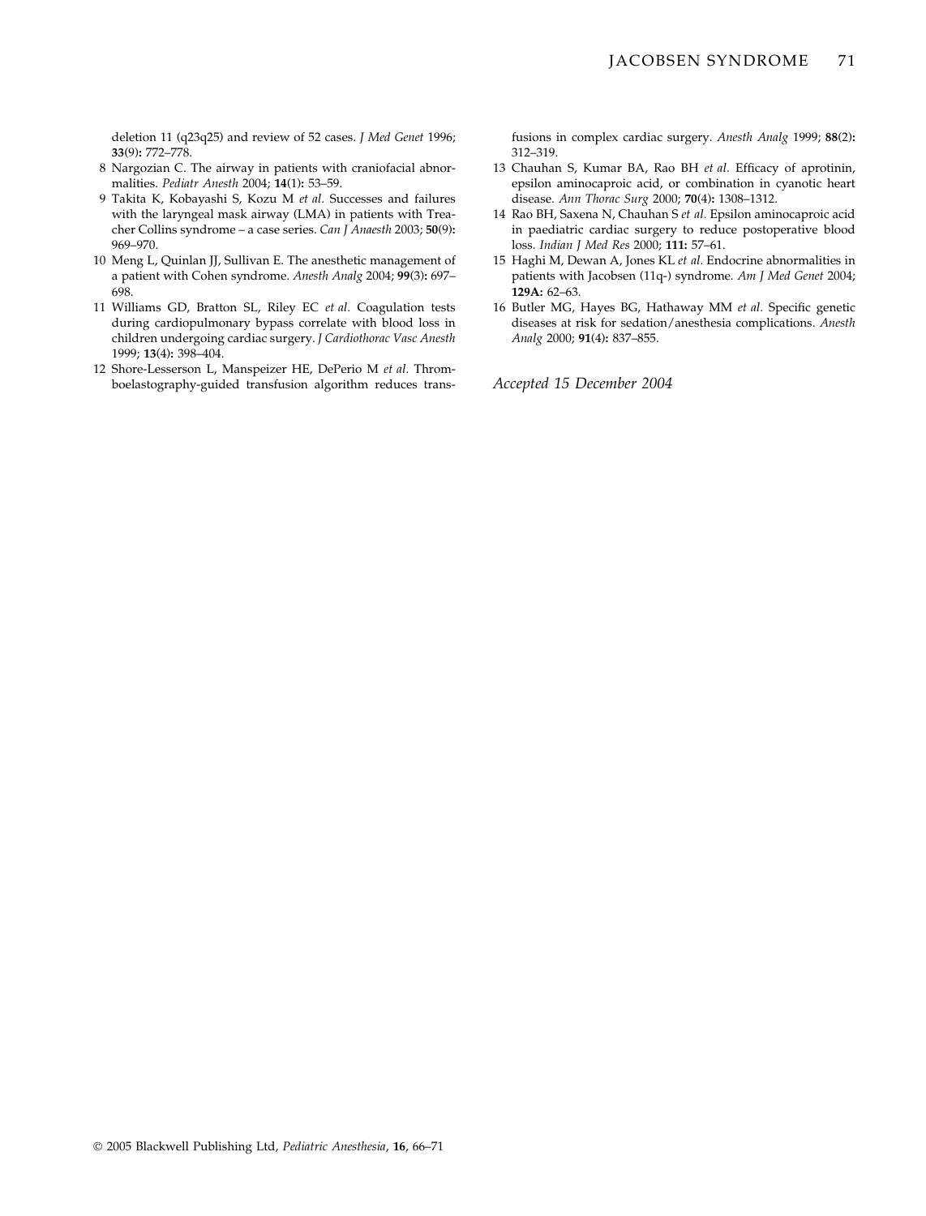deletion 11 (q23q25) and review of 52 cases. *J Med Genet* 1996; **33**(9)**:** 772–778.

8 Nargozian C. The airway in patients with craniofacial abnormalities. *Pediatr Anesth* 2004; **14**(1)**:** 53–59.

9 Takita K, Kobayashi S, Kozu M *et al.* Successes and failures with the laryngeal mask airway (LMA) in patients with Treacher Collins syndrome – a case series. *Can J Anaesth* 2003; **50**(9)**:** 969–970.

10 Meng L, Quinlan JJ, Sullivan E. The anesthetic management of a patient with Cohen syndrome. *Anesth Analg* 2004; **99**(3)**:** 697–698.

11 Williams GD, Bratton SL, Riley EC *et al.* Coagulation tests during cardiopulmonary bypass correlate with blood loss in children undergoing cardiac surgery. *J Cardiothorac Vasc Anesth* 1999; **13**(4)**:** 398–404.

12 Shore-Lesserson L, Manspeizer HE, DePerio M *et al.* Thromboelastography-guided transfusion algorithm reduces transfusions in complex cardiac surgery. *Anesth Analg* 1999; **88**(2)**:** 312–319.

13 Chauhan S, Kumar BA, Rao BH *et al.* Efficacy of aprotinin, epsilon aminocaproic acid, or combination in cyanotic heart disease. *Ann Thorac Surg* 2000; **70**(4)**:** 1308–1312.

14 Rao BH, Saxena N, Chauhan S *et al.* Epsilon aminocaproic acid in paediatric cardiac surgery to reduce postoperative blood loss. *Indian J Med Res* 2000; **111:** 57–61.

15 Haghi M, Dewan A, Jones KL *et al.* Endocrine abnormalities in patients with Jacobsen (11q-) syndrome. *Am J Med Genet* 2004; **129A:** 62–63.

16 Butler MG, Hayes BG, Hathaway MM *et al.* Specific genetic diseases at risk for sedation/anesthesia complications. *Anesth Analg* 2000; **91**(4)**:** 837–855.

*Accepted 15 December 2004*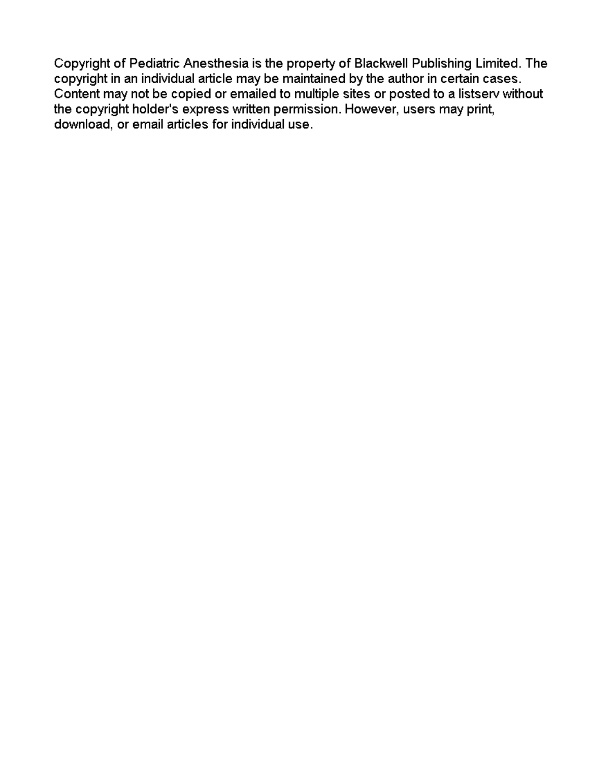Copyright of Pediatric Anesthesia is the property of Blackwell Publishing Limited. The copyright in an individual article may be maintained by the author in certain cases. Content may not be copied or emailed to multiple sites or posted to a listserv without the copyright holder's express written permission. However, users may print, download, or email articles for individual use.